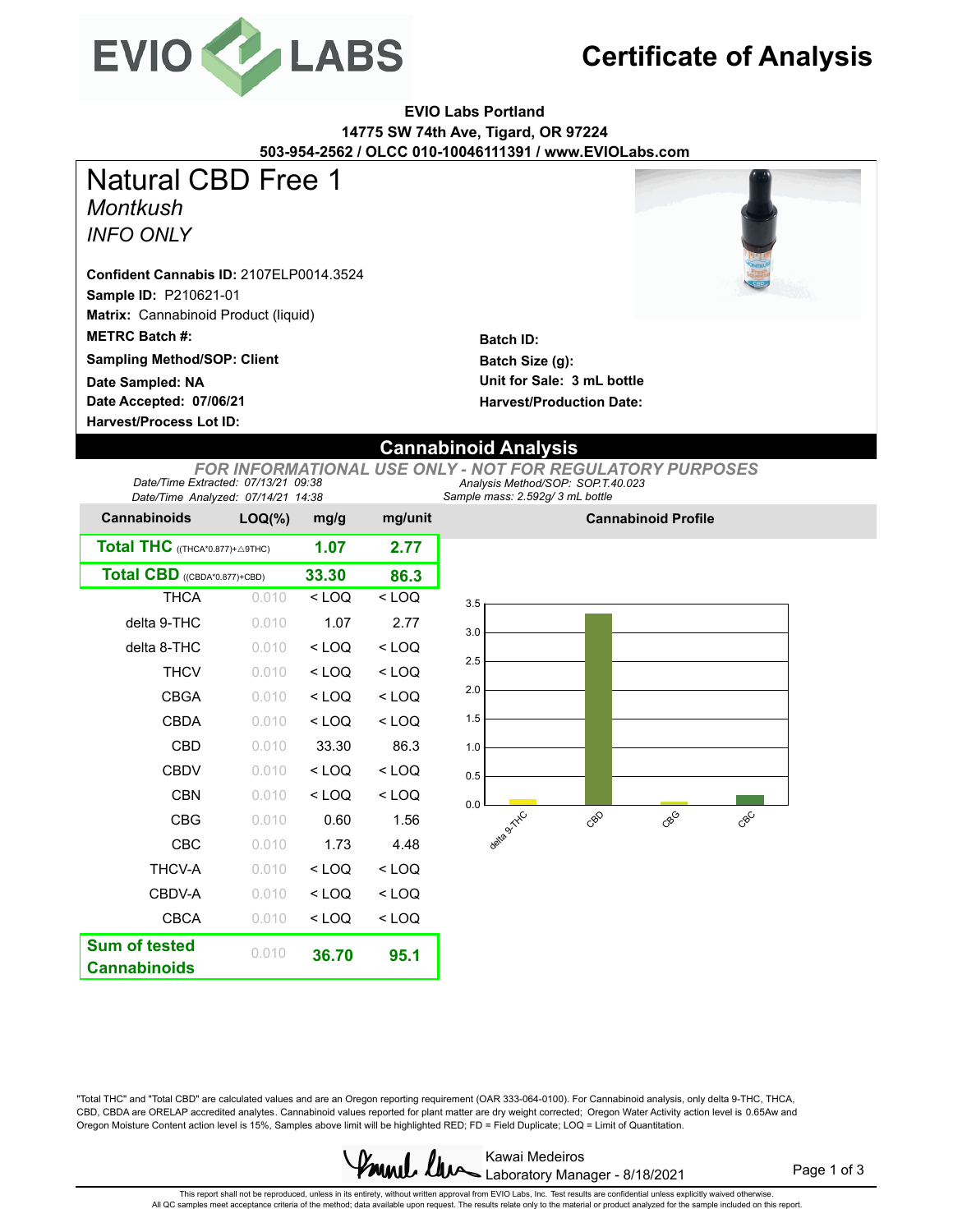# EVIO LABS

# Certificate of Analysis

**EVIO Labs Portland**
**14775 SW 74th Ave, Tigard, OR 97224**
**503-954-2562 / OLCC 010-10046111391 / www.EVIOLabs.com**

# Natural CBD Free 1

*Montkush*

*INFO ONLY*

**Confident Cannabis ID:** 2107ELP0014.3524
**Sample ID:** P210621-01
**Matrix:** Cannabinoid Product (liquid)
**METRC Batch #:**
**Sampling Method/SOP: Client**
**Date Sampled: NA**
**Date Accepted: 07/06/21**
**Harvest/Process Lot ID:**

**Batch ID:**
**Batch Size (g):**
**Unit for Sale: 3 mL bottle**
**Harvest/Production Date:**

## Cannabinoid Analysis

*FOR INFORMATIONAL USE ONLY - NOT FOR REGULATORY PURPOSES*

*Date/Time Extracted: 07/13/21 09:38*
*Date/Time Analyzed: 07/14/21 14:38*
*Analysis Method/SOP: SOP.T.40.023*
*Sample mass: 2.592g/ 3 mL bottle*

| Cannabinoids | LOQ(%) | mg/g | mg/unit |
|---|---|---|---|
| **Total THC** ((THCA*0.877)+△9THC) | | **1.07** | **2.77** |
| **Total CBD** ((CBDA*0.877)+CBD) | | **33.30** | **86.3** |
| THCA | 0.010 | < LOQ | < LOQ |
| delta 9-THC | 0.010 | 1.07 | 2.77 |
| delta 8-THC | 0.010 | < LOQ | < LOQ |
| THCV | 0.010 | < LOQ | < LOQ |
| CBGA | 0.010 | < LOQ | < LOQ |
| CBDA | 0.010 | < LOQ | < LOQ |
| CBD | 0.010 | 33.30 | 86.3 |
| CBDV | 0.010 | < LOQ | < LOQ |
| CBN | 0.010 | < LOQ | < LOQ |
| CBG | 0.010 | 0.60 | 1.56 |
| CBC | 0.010 | 1.73 | 4.48 |
| THCV-A | 0.010 | < LOQ | < LOQ |
| CBDV-A | 0.010 | < LOQ | < LOQ |
| CBCA | 0.010 | < LOQ | < LOQ |
| **Sum of tested Cannabinoids** | 0.010 | **36.70** | **95.1** |

**Cannabinoid Profile**

"Total THC" and "Total CBD" are calculated values and are an Oregon reporting requirement (OAR 333-064-0100). For Cannabinoid analysis, only delta 9-THC, THCA, CBD, CBDA are ORELAP accredited analytes. Cannabinoid values reported for plant matter are dry weight corrected; Oregon Water Activity action level is 0.65Aw and Oregon Moisture Content action level is 15%, Samples above limit will be highlighted RED; FD = Field Duplicate; LOQ = Limit of Quantitation.

Kawai Medeiros
Laboratory Manager - 8/18/2021

This report shall not be reproduced, unless in its entirety, without written approval from EVIO Labs, Inc. Test results are confidential unless explicitly waived otherwise.
All QC samples meet acceptance criteria of the method; data available upon request. The results relate only to the material or product analyzed for the sample included on this report.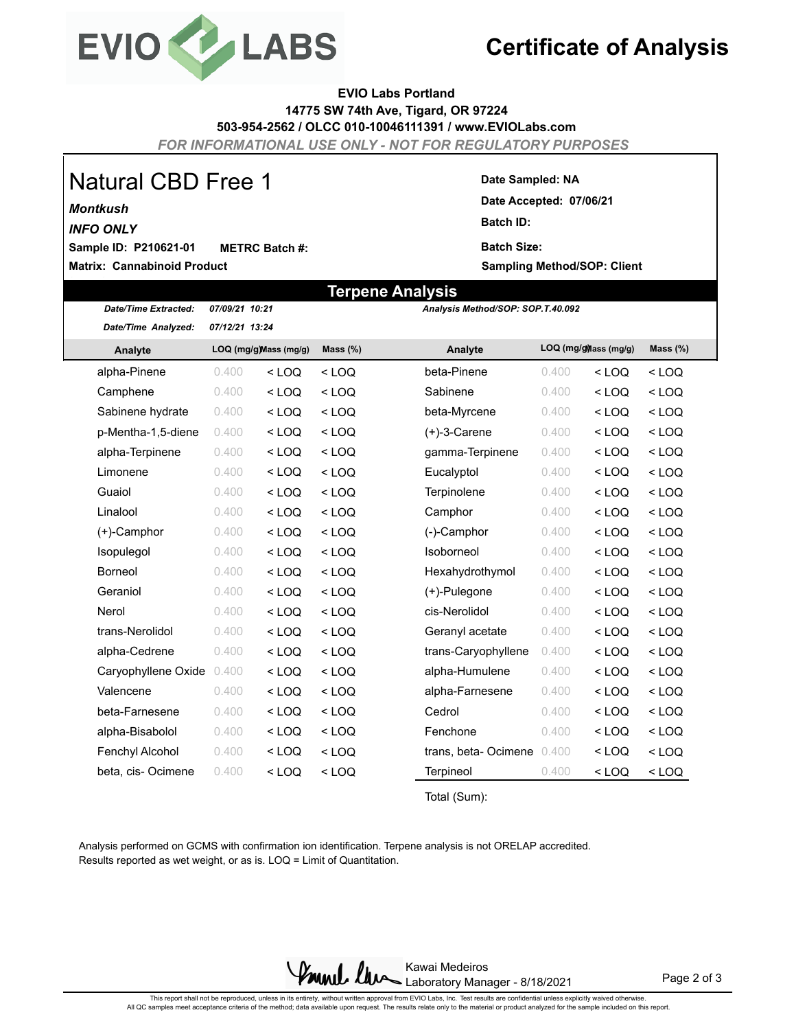# Certificate of Analysis

**EVIO Labs Portland**
**14775 SW 74th Ave, Tigard, OR 97224**
**503-954-2562 / OLCC 010-10046111391 / www.EVIOLabs.com**

*FOR INFORMATIONAL USE ONLY - NOT FOR REGULATORY PURPOSES*

## Natural CBD Free 1

***Montkush***

***INFO ONLY***

**Sample ID: P210621-01** **METRC Batch #:**

**Matrix: Cannabinoid Product**

**Date Sampled: NA**

**Date Accepted: 07/06/21**

**Batch ID:**

**Batch Size:**

**Sampling Method/SOP: Client**

## Terpene Analysis

***Date/Time Extracted:*** *07/09/21 10:21*

***Date/Time Analyzed:*** *07/12/21 13:24*

***Analysis Method/SOP: SOP.T.40.092***

| Analyte | LOQ (mg/g) | Mass (mg/g) | Mass (%) | Analyte | LOQ (mg/g) | Mass (mg/g) | Mass (%) |
|---|---|---|---|---|---|---|---|
| alpha-Pinene | 0.400 | < LOQ | < LOQ | beta-Pinene | 0.400 | < LOQ | < LOQ |
| Camphene | 0.400 | < LOQ | < LOQ | Sabinene | 0.400 | < LOQ | < LOQ |
| Sabinene hydrate | 0.400 | < LOQ | < LOQ | beta-Myrcene | 0.400 | < LOQ | < LOQ |
| p-Mentha-1,5-diene | 0.400 | < LOQ | < LOQ | (+)-3-Carene | 0.400 | < LOQ | < LOQ |
| alpha-Terpinene | 0.400 | < LOQ | < LOQ | gamma-Terpinene | 0.400 | < LOQ | < LOQ |
| Limonene | 0.400 | < LOQ | < LOQ | Eucalyptol | 0.400 | < LOQ | < LOQ |
| Guaiol | 0.400 | < LOQ | < LOQ | Terpinolene | 0.400 | < LOQ | < LOQ |
| Linalool | 0.400 | < LOQ | < LOQ | Camphor | 0.400 | < LOQ | < LOQ |
| (+)-Camphor | 0.400 | < LOQ | < LOQ | (-)-Camphor | 0.400 | < LOQ | < LOQ |
| Isopulegol | 0.400 | < LOQ | < LOQ | Isoborneol | 0.400 | < LOQ | < LOQ |
| Borneol | 0.400 | < LOQ | < LOQ | Hexahydrothymol | 0.400 | < LOQ | < LOQ |
| Geraniol | 0.400 | < LOQ | < LOQ | (+)-Pulegone | 0.400 | < LOQ | < LOQ |
| Nerol | 0.400 | < LOQ | < LOQ | cis-Nerolidol | 0.400 | < LOQ | < LOQ |
| trans-Nerolidol | 0.400 | < LOQ | < LOQ | Geranyl acetate | 0.400 | < LOQ | < LOQ |
| alpha-Cedrene | 0.400 | < LOQ | < LOQ | trans-Caryophyllene | 0.400 | < LOQ | < LOQ |
| Caryophyllene Oxide | 0.400 | < LOQ | < LOQ | alpha-Humulene | 0.400 | < LOQ | < LOQ |
| Valencene | 0.400 | < LOQ | < LOQ | alpha-Farnesene | 0.400 | < LOQ | < LOQ |
| beta-Farnesene | 0.400 | < LOQ | < LOQ | Cedrol | 0.400 | < LOQ | < LOQ |
| alpha-Bisabolol | 0.400 | < LOQ | < LOQ | Fenchone | 0.400 | < LOQ | < LOQ |
| Fenchyl Alcohol | 0.400 | < LOQ | < LOQ | trans, beta- Ocimene | 0.400 | < LOQ | < LOQ |
| beta, cis- Ocimene | 0.400 | < LOQ | < LOQ | Terpineol | 0.400 | < LOQ | < LOQ |
| | | | | Total (Sum): | | | |

Analysis performed on GCMS with confirmation ion identification. Terpene analysis is not ORELAP accredited.
Results reported as wet weight, or as is. LOQ = Limit of Quantitation.

Kawai Medeiros
Laboratory Manager - 8/18/2021

This report shall not be reproduced, unless in its entirety, without written approval from EVIO Labs, Inc. Test results are confidential unless explicitly waived otherwise.
All QC samples meet acceptance criteria of the method; data available upon request. The results relate only to the material or product analyzed for the sample included on this report.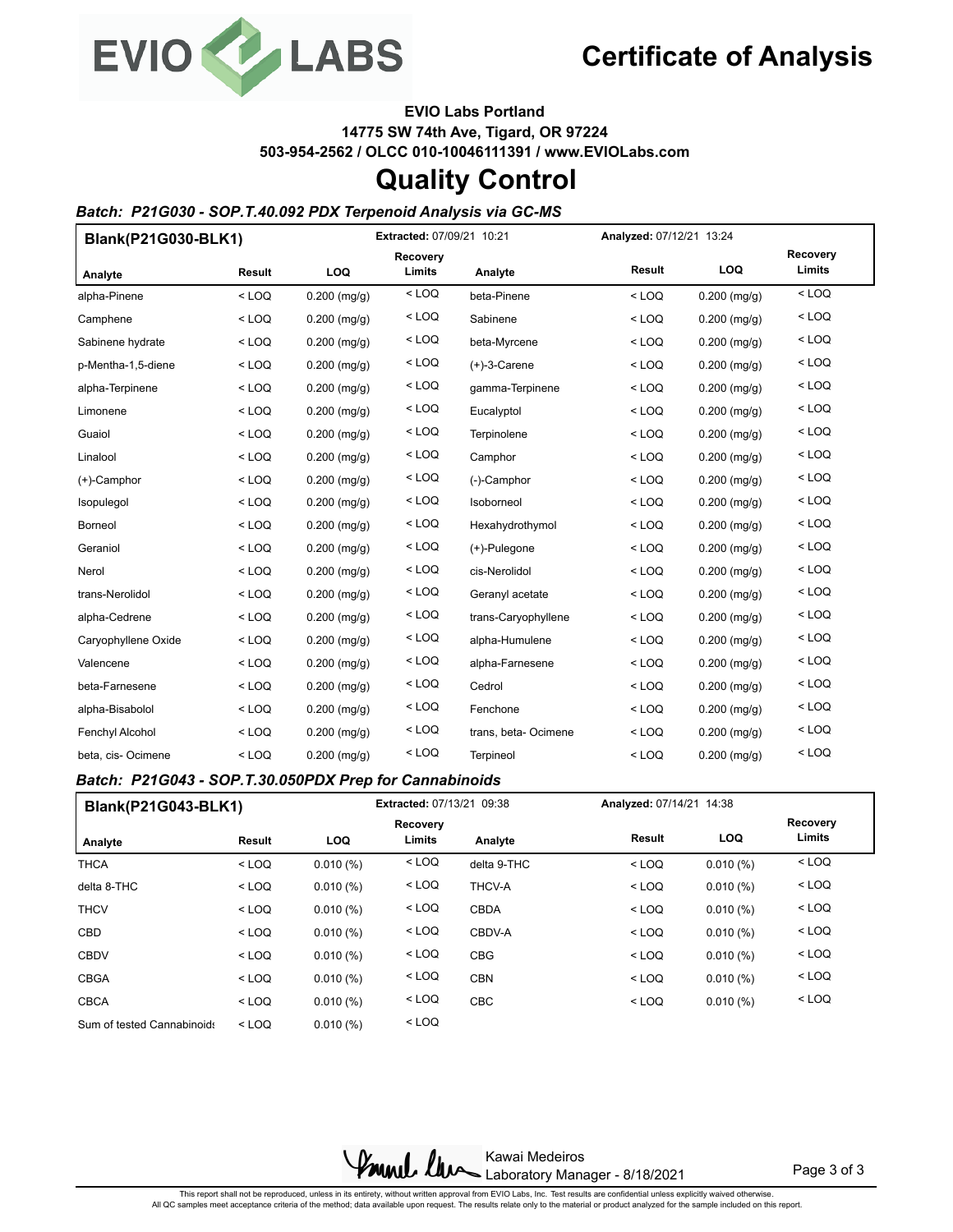# EVIO LABS

# Certificate of Analysis

**EVIO Labs Portland**
**14775 SW 74th Ave, Tigard, OR 97224**
**503-954-2562 / OLCC 010-10046111391 / www.EVIOLabs.com**

# Quality Control

### *Batch: P21G030 - SOP.T.40.092 PDX Terpenoid Analysis via GC-MS*

| Blank(P21G030-BLK1) | | | Extracted: 07/09/21 10:21 | | Analyzed: 07/12/21 13:24 | | |
|---|---|---|---|---|---|---|---|
| **Analyte** | **Result** | **LOQ** | **Recovery Limits** | **Analyte** | **Result** | **LOQ** | **Recovery Limits** |
| alpha-Pinene | < LOQ | 0.200 (mg/g) | < LOQ | beta-Pinene | < LOQ | 0.200 (mg/g) | < LOQ |
| Camphene | < LOQ | 0.200 (mg/g) | < LOQ | Sabinene | < LOQ | 0.200 (mg/g) | < LOQ |
| Sabinene hydrate | < LOQ | 0.200 (mg/g) | < LOQ | beta-Myrcene | < LOQ | 0.200 (mg/g) | < LOQ |
| p-Mentha-1,5-diene | < LOQ | 0.200 (mg/g) | < LOQ | (+)-3-Carene | < LOQ | 0.200 (mg/g) | < LOQ |
| alpha-Terpinene | < LOQ | 0.200 (mg/g) | < LOQ | gamma-Terpinene | < LOQ | 0.200 (mg/g) | < LOQ |
| Limonene | < LOQ | 0.200 (mg/g) | < LOQ | Eucalyptol | < LOQ | 0.200 (mg/g) | < LOQ |
| Guaiol | < LOQ | 0.200 (mg/g) | < LOQ | Terpinolene | < LOQ | 0.200 (mg/g) | < LOQ |
| Linalool | < LOQ | 0.200 (mg/g) | < LOQ | Camphor | < LOQ | 0.200 (mg/g) | < LOQ |
| (+)-Camphor | < LOQ | 0.200 (mg/g) | < LOQ | (-)-Camphor | < LOQ | 0.200 (mg/g) | < LOQ |
| Isopulegol | < LOQ | 0.200 (mg/g) | < LOQ | Isoborneol | < LOQ | 0.200 (mg/g) | < LOQ |
| Borneol | < LOQ | 0.200 (mg/g) | < LOQ | Hexahydrothymol | < LOQ | 0.200 (mg/g) | < LOQ |
| Geraniol | < LOQ | 0.200 (mg/g) | < LOQ | (+)-Pulegone | < LOQ | 0.200 (mg/g) | < LOQ |
| Nerol | < LOQ | 0.200 (mg/g) | < LOQ | cis-Nerolidol | < LOQ | 0.200 (mg/g) | < LOQ |
| trans-Nerolidol | < LOQ | 0.200 (mg/g) | < LOQ | Geranyl acetate | < LOQ | 0.200 (mg/g) | < LOQ |
| alpha-Cedrene | < LOQ | 0.200 (mg/g) | < LOQ | trans-Caryophyllene | < LOQ | 0.200 (mg/g) | < LOQ |
| Caryophyllene Oxide | < LOQ | 0.200 (mg/g) | < LOQ | alpha-Humulene | < LOQ | 0.200 (mg/g) | < LOQ |
| Valencene | < LOQ | 0.200 (mg/g) | < LOQ | alpha-Farnesene | < LOQ | 0.200 (mg/g) | < LOQ |
| beta-Farnesene | < LOQ | 0.200 (mg/g) | < LOQ | Cedrol | < LOQ | 0.200 (mg/g) | < LOQ |
| alpha-Bisabolol | < LOQ | 0.200 (mg/g) | < LOQ | Fenchone | < LOQ | 0.200 (mg/g) | < LOQ |
| Fenchyl Alcohol | < LOQ | 0.200 (mg/g) | < LOQ | trans, beta- Ocimene | < LOQ | 0.200 (mg/g) | < LOQ |
| beta, cis- Ocimene | < LOQ | 0.200 (mg/g) | < LOQ | Terpineol | < LOQ | 0.200 (mg/g) | < LOQ |

### *Batch: P21G043 - SOP.T.30.050PDX Prep for Cannabinoids*

| Blank(P21G043-BLK1) | | | Extracted: 07/13/21 09:38 | | Analyzed: 07/14/21 14:38 | | |
|---|---|---|---|---|---|---|---|
| **Analyte** | **Result** | **LOQ** | **Recovery Limits** | **Analyte** | **Result** | **LOQ** | **Recovery Limits** |
| THCA | < LOQ | 0.010 (%) | < LOQ | delta 9-THC | < LOQ | 0.010 (%) | < LOQ |
| delta 8-THC | < LOQ | 0.010 (%) | < LOQ | THCV-A | < LOQ | 0.010 (%) | < LOQ |
| THCV | < LOQ | 0.010 (%) | < LOQ | CBDA | < LOQ | 0.010 (%) | < LOQ |
| CBD | < LOQ | 0.010 (%) | < LOQ | CBDV-A | < LOQ | 0.010 (%) | < LOQ |
| CBDV | < LOQ | 0.010 (%) | < LOQ | CBG | < LOQ | 0.010 (%) | < LOQ |
| CBGA | < LOQ | 0.010 (%) | < LOQ | CBN | < LOQ | 0.010 (%) | < LOQ |
| CBCA | < LOQ | 0.010 (%) | < LOQ | CBC | < LOQ | 0.010 (%) | < LOQ |
| Sum of tested Cannabinoids | < LOQ | 0.010 (%) | < LOQ | | | | |

Kawai Medeiros
Laboratory Manager - 8/18/2021

This report shall not be reproduced, unless in its entirety, without written approval from EVIO Labs, Inc. Test results are confidential unless explicitly waived otherwise.
All QC samples meet acceptance criteria of the method; data available upon request. The results relate only to the material or product analyzed for the sample included on this report.